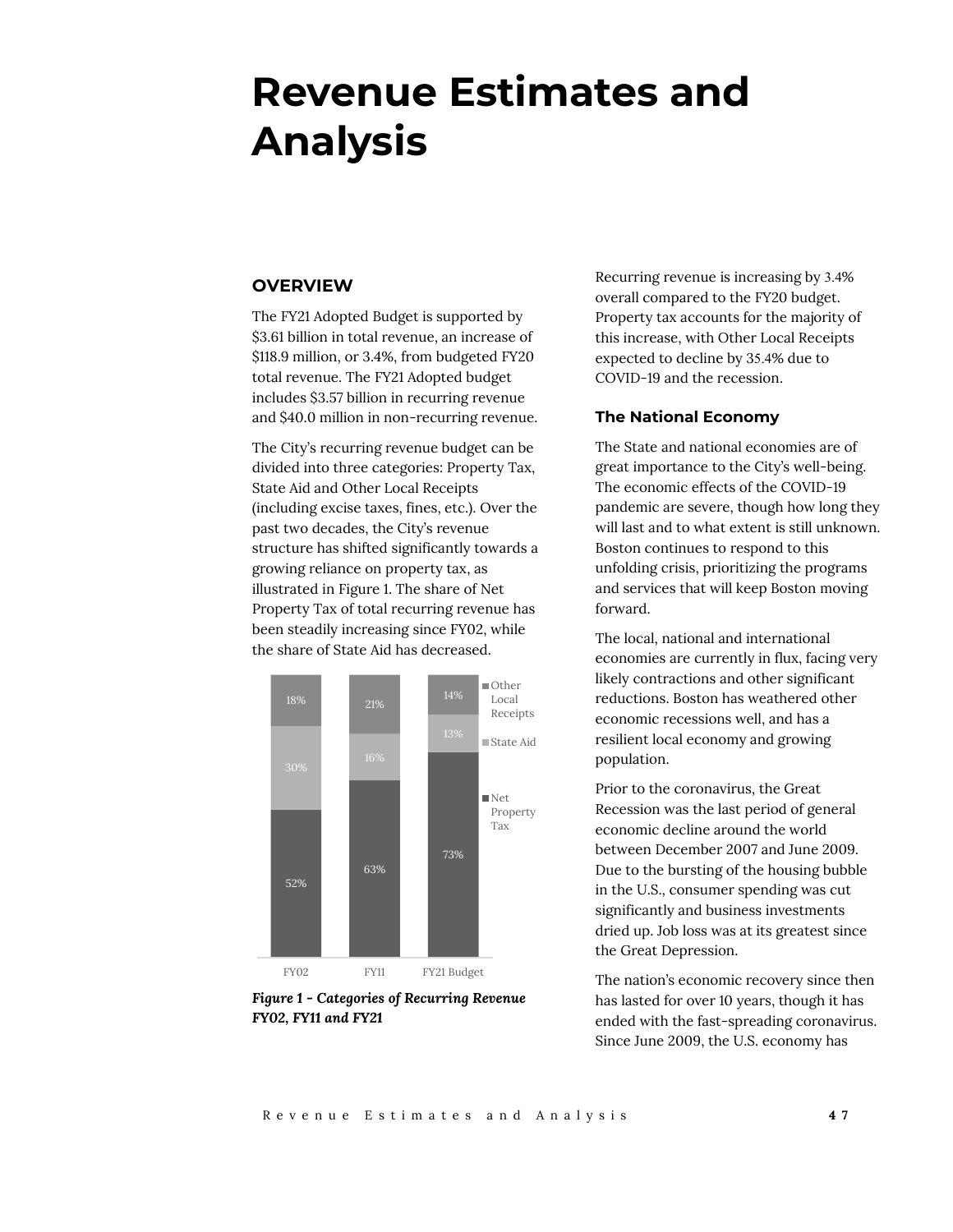# Revenue Estimates and Analysis

## OVERVIEW

The FY21 Adopted Budget is supported by $3.61 billion in total revenue, an increase of $118.9 million, or 3.4%, from budgeted FY20 total revenue. The FY21 Adopted budget includes $3.57 billion in recurring revenue and $40.0 million in non-recurring revenue.

The City's recurring revenue budget can be divided into three categories: Property Tax, State Aid and Other Local Receipts (including excise taxes, fines, etc.). Over the past two decades, the City's revenue structure has shifted significantly towards a growing reliance on property tax, as illustrated in Figure 1. The share of Net Property Tax of total recurring revenue has been steadily increasing since FY02, while the share of State Aid has decreased.

| | FY02 | FY11 | FY21 Budget |
|---|---|---|---|
| Other Local Receipts | 18% | 21% | 14% |
| State Aid | 30% | 16% | 13% |
| Net Property Tax | 52% | 63% | 73% |

***Figure 1 - Categories of Recurring Revenue FY02, FY11 and FY21***

Recurring revenue is increasing by 3.4% overall compared to the FY20 budget. Property tax accounts for the majority of this increase, with Other Local Receipts expected to decline by 35.4% due to COVID-19 and the recession.

### The National Economy

The State and national economies are of great importance to the City's well-being. The economic effects of the COVID-19 pandemic are severe, though how long they will last and to what extent is still unknown. Boston continues to respond to this unfolding crisis, prioritizing the programs and services that will keep Boston moving forward.

The local, national and international economies are currently in flux, facing very likely contractions and other significant reductions. Boston has weathered other economic recessions well, and has a resilient local economy and growing population.

Prior to the coronavirus, the Great Recession was the last period of general economic decline around the world between December 2007 and June 2009. Due to the bursting of the housing bubble in the U.S., consumer spending was cut significantly and business investments dried up. Job loss was at its greatest since the Great Depression.

The nation's economic recovery since then has lasted for over 10 years, though it has ended with the fast-spreading coronavirus. Since June 2009, the U.S. economy has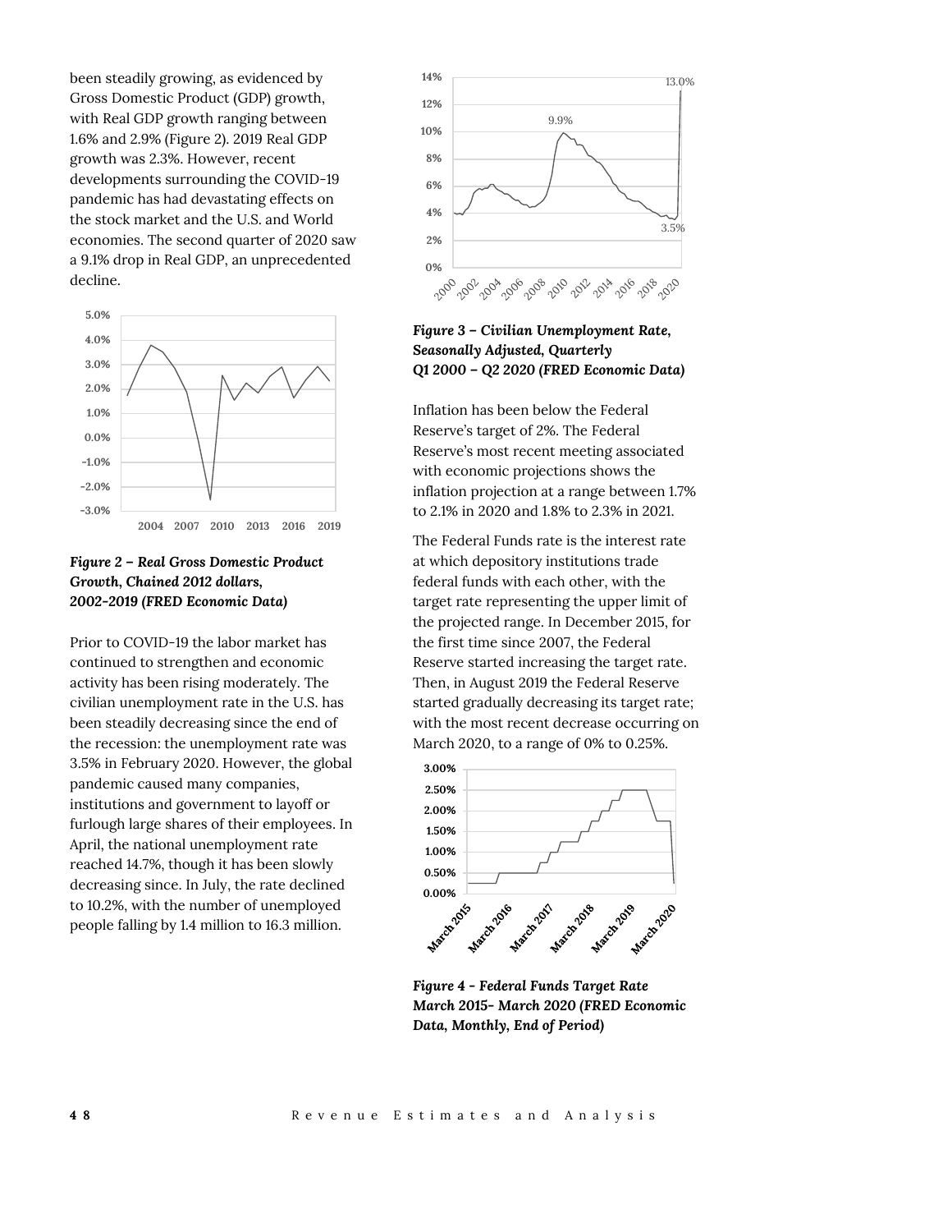been steadily growing, as evidenced by Gross Domestic Product (GDP) growth, with Real GDP growth ranging between 1.6% and 2.9% (Figure 2). 2019 Real GDP growth was 2.3%. However, recent developments surrounding the COVID-19 pandemic has had devastating effects on the stock market and the U.S. and World economies. The second quarter of 2020 saw a 9.1% drop in Real GDP, an unprecedented decline.

***Figure 2 – Real Gross Domestic Product Growth, Chained 2012 dollars, 2002-2019 (FRED Economic Data)***

Prior to COVID-19 the labor market has continued to strengthen and economic activity has been rising moderately. The civilian unemployment rate in the U.S. has been steadily decreasing since the end of the recession: the unemployment rate was 3.5% in February 2020. However, the global pandemic caused many companies, institutions and government to layoff or furlough large shares of their employees. In April, the national unemployment rate reached 14.7%, though it has been slowly decreasing since. In July, the rate declined to 10.2%, with the number of unemployed people falling by 1.4 million to 16.3 million.

***Figure 3 – Civilian Unemployment Rate, Seasonally Adjusted, Quarterly Q1 2000 – Q2 2020 (FRED Economic Data)***

Inflation has been below the Federal Reserve's target of 2%. The Federal Reserve's most recent meeting associated with economic projections shows the inflation projection at a range between 1.7% to 2.1% in 2020 and 1.8% to 2.3% in 2021.

The Federal Funds rate is the interest rate at which depository institutions trade federal funds with each other, with the target rate representing the upper limit of the projected range. In December 2015, for the first time since 2007, the Federal Reserve started increasing the target rate. Then, in August 2019 the Federal Reserve started gradually decreasing its target rate; with the most recent decrease occurring on March 2020, to a range of 0% to 0.25%.

***Figure 4 - Federal Funds Target Rate March 2015- March 2020 (FRED Economic Data, Monthly, End of Period)***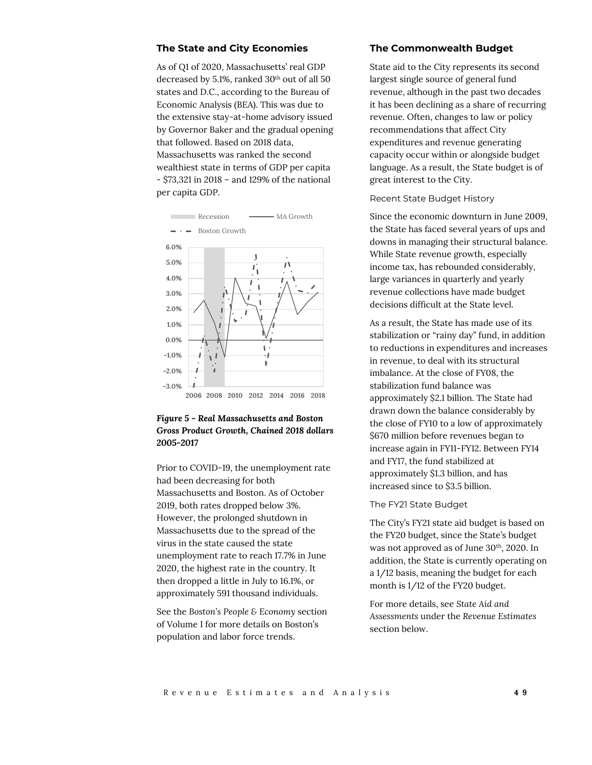## The State and City Economies

As of Q1 of 2020, Massachusetts' real GDP decreased by 5.1%, ranked 30th out of all 50 states and D.C., according to the Bureau of Economic Analysis (BEA). This was due to the extensive stay-at-home advisory issued by Governor Baker and the gradual opening that followed. Based on 2018 data, Massachusetts was ranked the second wealthiest state in terms of GDP per capita - $73,321 in 2018 – and 129% of the national per capita GDP.

*Figure 5 - Real Massachusetts and Boston Gross Product Growth, Chained 2018 dollars 2005-2017*

Prior to COVID-19, the unemployment rate had been decreasing for both Massachusetts and Boston. As of October 2019, both rates dropped below 3%. However, the prolonged shutdown in Massachusetts due to the spread of the virus in the state caused the state unemployment rate to reach 17.7% in June 2020, the highest rate in the country. It then dropped a little in July to 16.1%, or approximately 591 thousand individuals.

See the *Boston's People & Economy* section of Volume I for more details on Boston's population and labor force trends.

## The Commonwealth Budget

State aid to the City represents its second largest single source of general fund revenue, although in the past two decades it has been declining as a share of recurring revenue. Often, changes to law or policy recommendations that affect City expenditures and revenue generating capacity occur within or alongside budget language. As a result, the State budget is of great interest to the City.

### Recent State Budget History

Since the economic downturn in June 2009, the State has faced several years of ups and downs in managing their structural balance. While State revenue growth, especially income tax, has rebounded considerably, large variances in quarterly and yearly revenue collections have made budget decisions difficult at the State level.

As a result, the State has made use of its stabilization or "rainy day" fund, in addition to reductions in expenditures and increases in revenue, to deal with its structural imbalance. At the close of FY08, the stabilization fund balance was approximately $2.1 billion. The State had drawn down the balance considerably by the close of FY10 to a low of approximately $670 million before revenues began to increase again in FY11-FY12. Between FY14 and FY17, the fund stabilized at approximately $1.3 billion, and has increased since to $3.5 billion.

### The FY21 State Budget

The City's FY21 state aid budget is based on the FY20 budget, since the State's budget was not approved as of June 30th, 2020. In addition, the State is currently operating on a 1/12 basis, meaning the budget for each month is 1/12 of the FY20 budget.

For more details, see *State Aid and Assessments* under the *Revenue Estimates* section below.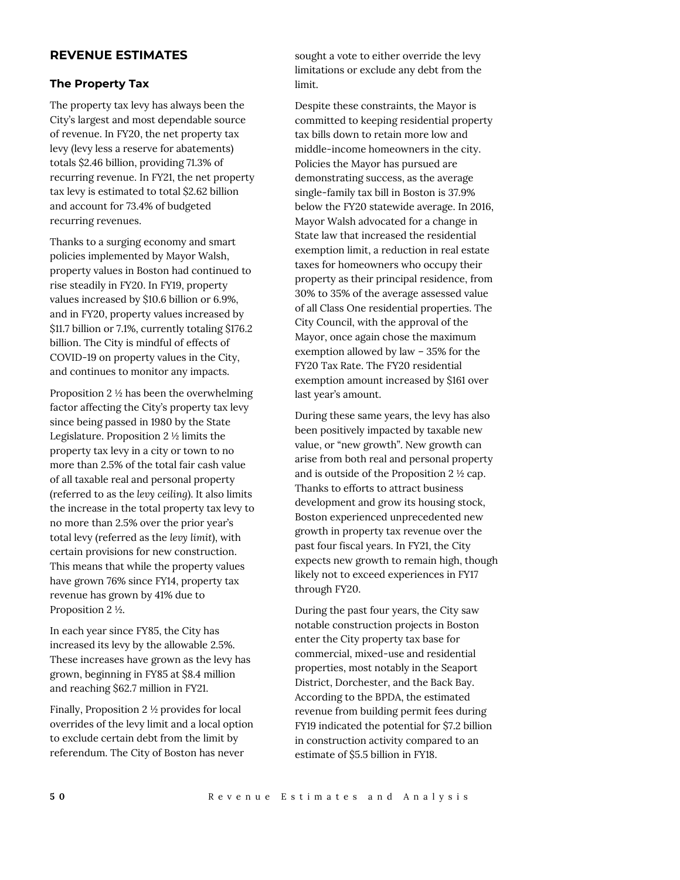## REVENUE ESTIMATES

### The Property Tax

The property tax levy has always been the City's largest and most dependable source of revenue. In FY20, the net property tax levy (levy less a reserve for abatements) totals $2.46 billion, providing 71.3% of recurring revenue. In FY21, the net property tax levy is estimated to total $2.62 billion and account for 73.4% of budgeted recurring revenues.

Thanks to a surging economy and smart policies implemented by Mayor Walsh, property values in Boston had continued to rise steadily in FY20. In FY19, property values increased by $10.6 billion or 6.9%, and in FY20, property values increased by $11.7 billion or 7.1%, currently totaling $176.2 billion. The City is mindful of effects of COVID-19 on property values in the City, and continues to monitor any impacts.

Proposition 2 ½ has been the overwhelming factor affecting the City's property tax levy since being passed in 1980 by the State Legislature. Proposition 2 ½ limits the property tax levy in a city or town to no more than 2.5% of the total fair cash value of all taxable real and personal property (referred to as the *levy ceiling*). It also limits the increase in the total property tax levy to no more than 2.5% over the prior year's total levy (referred as the *levy limit*), with certain provisions for new construction. This means that while the property values have grown 76% since FY14, property tax revenue has grown by 41% due to Proposition 2 ½.

In each year since FY85, the City has increased its levy by the allowable 2.5%. These increases have grown as the levy has grown, beginning in FY85 at $8.4 million and reaching $62.7 million in FY21.

Finally, Proposition 2 ½ provides for local overrides of the levy limit and a local option to exclude certain debt from the limit by referendum. The City of Boston has never sought a vote to either override the levy limitations or exclude any debt from the limit.

Despite these constraints, the Mayor is committed to keeping residential property tax bills down to retain more low and middle-income homeowners in the city. Policies the Mayor has pursued are demonstrating success, as the average single-family tax bill in Boston is 37.9% below the FY20 statewide average. In 2016, Mayor Walsh advocated for a change in State law that increased the residential exemption limit, a reduction in real estate taxes for homeowners who occupy their property as their principal residence, from 30% to 35% of the average assessed value of all Class One residential properties. The City Council, with the approval of the Mayor, once again chose the maximum exemption allowed by law – 35% for the FY20 Tax Rate. The FY20 residential exemption amount increased by $161 over last year's amount.

During these same years, the levy has also been positively impacted by taxable new value, or "new growth". New growth can arise from both real and personal property and is outside of the Proposition 2 ½ cap. Thanks to efforts to attract business development and grow its housing stock, Boston experienced unprecedented new growth in property tax revenue over the past four fiscal years. In FY21, the City expects new growth to remain high, though likely not to exceed experiences in FY17 through FY20.

During the past four years, the City saw notable construction projects in Boston enter the City property tax base for commercial, mixed-use and residential properties, most notably in the Seaport District, Dorchester, and the Back Bay. According to the BPDA, the estimated revenue from building permit fees during FY19 indicated the potential for $7.2 billion in construction activity compared to an estimate of $5.5 billion in FY18.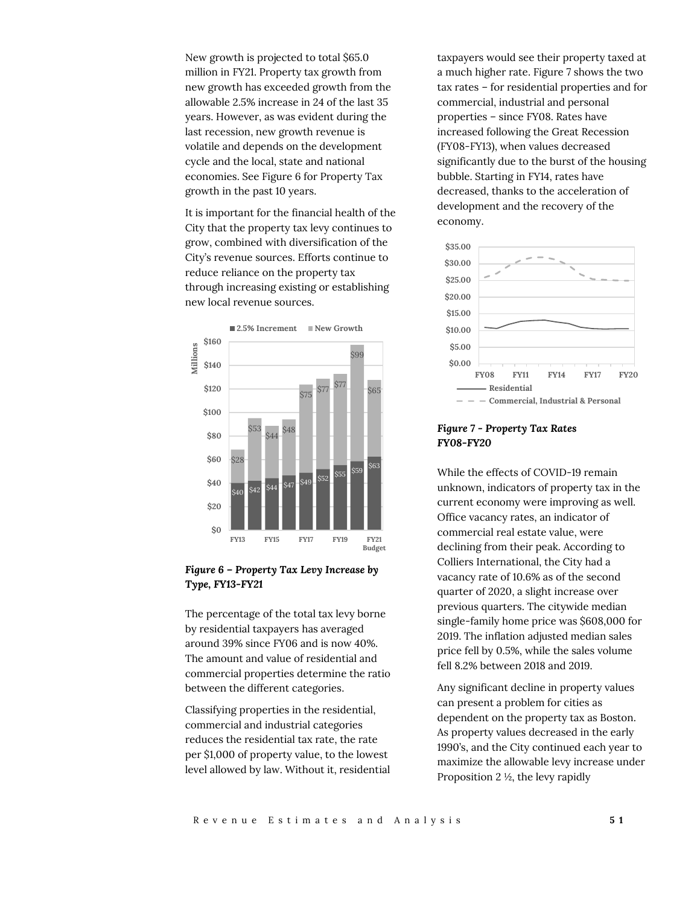New growth is projected to total $65.0 million in FY21. Property tax growth from new growth has exceeded growth from the allowable 2.5% increase in 24 of the last 35 years. However, as was evident during the last recession, new growth revenue is volatile and depends on the development cycle and the local, state and national economies. See Figure 6 for Property Tax growth in the past 10 years.

It is important for the financial health of the City that the property tax levy continues to grow, combined with diversification of the City's revenue sources. Efforts continue to reduce reliance on the property tax through increasing existing or establishing new local revenue sources.

| Millions | FY13 | FY14 | FY15 | FY16 | FY17 | FY18 | FY19 | FY20 | FY21 Budget |
|---|---|---|---|---|---|---|---|---|---|
| 2.5% Increment | $40 | $42 | $44 | $47 | $49 | $52 | $55 | $59 | $63 |
| New Growth | $28 | $53 | $44 | $48 | $75 | $77 | $77 | $99 | $65 |

***Figure 6 – Property Tax Levy Increase by Type, FY13-FY21***

The percentage of the total tax levy borne by residential taxpayers has averaged around 39% since FY06 and is now 40%. The amount and value of residential and commercial properties determine the ratio between the different categories.

Classifying properties in the residential, commercial and industrial categories reduces the residential tax rate, the rate per $1,000 of property value, to the lowest level allowed by law. Without it, residential taxpayers would see their property taxed at a much higher rate. Figure 7 shows the two tax rates – for residential properties and for commercial, industrial and personal properties – since FY08. Rates have increased following the Great Recession (FY08-FY13), when values decreased significantly due to the burst of the housing bubble. Starting in FY14, rates have decreased, thanks to the acceleration of development and the recovery of the economy.

***Figure 7 - Property Tax Rates FY08-FY20***

While the effects of COVID-19 remain unknown, indicators of property tax in the current economy were improving as well. Office vacancy rates, an indicator of commercial real estate value, were declining from their peak. According to Colliers International, the City had a vacancy rate of 10.6% as of the second quarter of 2020, a slight increase over previous quarters. The citywide median single-family home price was $608,000 for 2019. The inflation adjusted median sales price fell by 0.5%, while the sales volume fell 8.2% between 2018 and 2019.

Any significant decline in property values can present a problem for cities as dependent on the property tax as Boston. As property values decreased in the early 1990's, and the City continued each year to maximize the allowable levy increase under Proposition 2 ½, the levy rapidly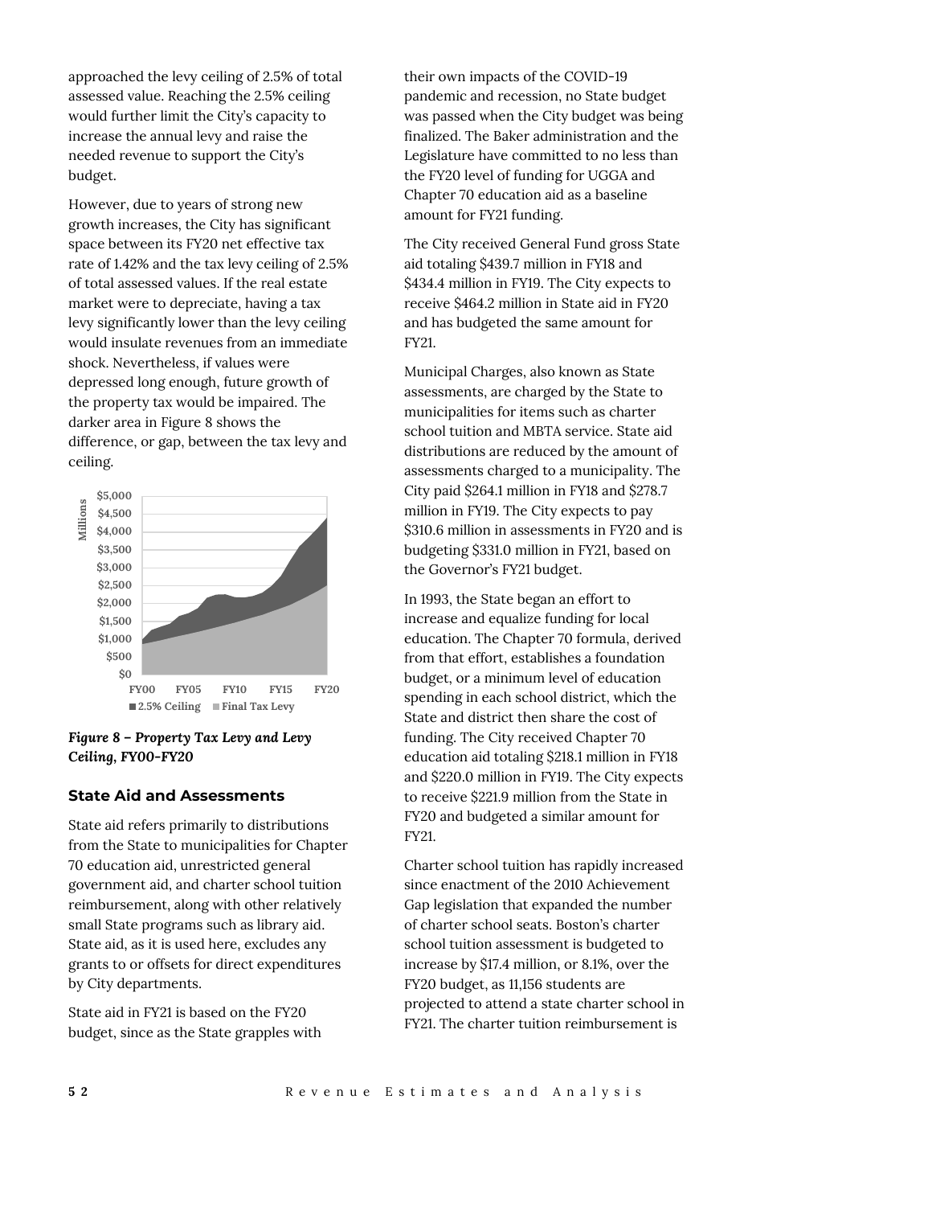approached the levy ceiling of 2.5% of total assessed value. Reaching the 2.5% ceiling would further limit the City's capacity to increase the annual levy and raise the needed revenue to support the City's budget.

However, due to years of strong new growth increases, the City has significant space between its FY20 net effective tax rate of 1.42% and the tax levy ceiling of 2.5% of total assessed values. If the real estate market were to depreciate, having a tax levy significantly lower than the levy ceiling would insulate revenues from an immediate shock. Nevertheless, if values were depressed long enough, future growth of the property tax would be impaired. The darker area in Figure 8 shows the difference, or gap, between the tax levy and ceiling.

*Figure 8 – Property Tax Levy and Levy Ceiling, FY00-FY20*

## State Aid and Assessments

State aid refers primarily to distributions from the State to municipalities for Chapter 70 education aid, unrestricted general government aid, and charter school tuition reimbursement, along with other relatively small State programs such as library aid. State aid, as it is used here, excludes any grants to or offsets for direct expenditures by City departments.

State aid in FY21 is based on the FY20 budget, since as the State grapples with their own impacts of the COVID-19 pandemic and recession, no State budget was passed when the City budget was being finalized. The Baker administration and the Legislature have committed to no less than the FY20 level of funding for UGGA and Chapter 70 education aid as a baseline amount for FY21 funding.

The City received General Fund gross State aid totaling $439.7 million in FY18 and $434.4 million in FY19. The City expects to receive $464.2 million in State aid in FY20 and has budgeted the same amount for FY21.

Municipal Charges, also known as State assessments, are charged by the State to municipalities for items such as charter school tuition and MBTA service. State aid distributions are reduced by the amount of assessments charged to a municipality. The City paid $264.1 million in FY18 and $278.7 million in FY19. The City expects to pay $310.6 million in assessments in FY20 and is budgeting $331.0 million in FY21, based on the Governor's FY21 budget.

In 1993, the State began an effort to increase and equalize funding for local education. The Chapter 70 formula, derived from that effort, establishes a foundation budget, or a minimum level of education spending in each school district, which the State and district then share the cost of funding. The City received Chapter 70 education aid totaling $218.1 million in FY18 and $220.0 million in FY19. The City expects to receive $221.9 million from the State in FY20 and budgeted a similar amount for FY21.

Charter school tuition has rapidly increased since enactment of the 2010 Achievement Gap legislation that expanded the number of charter school seats. Boston's charter school tuition assessment is budgeted to increase by $17.4 million, or 8.1%, over the FY20 budget, as 11,156 students are projected to attend a state charter school in FY21. The charter tuition reimbursement is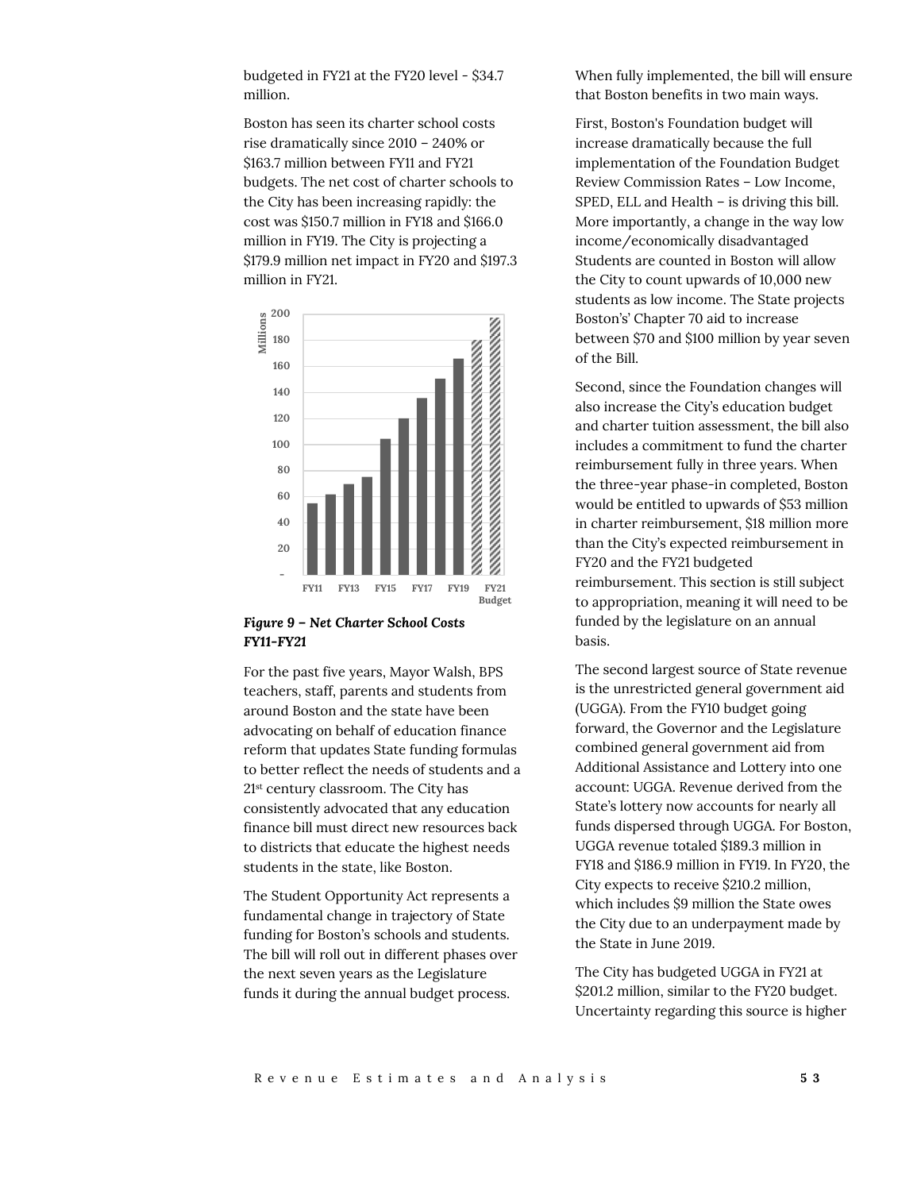budgeted in FY21 at the FY20 level - $34.7 million.

Boston has seen its charter school costs rise dramatically since 2010 – 240% or $163.7 million between FY11 and FY21 budgets. The net cost of charter schools to the City has been increasing rapidly: the cost was $150.7 million in FY18 and $166.0 million in FY19. The City is projecting a $179.9 million net impact in FY20 and $197.3 million in FY21.

*Figure 9 – Net Charter School Costs FY11-FY21*

For the past five years, Mayor Walsh, BPS teachers, staff, parents and students from around Boston and the state have been advocating on behalf of education finance reform that updates State funding formulas to better reflect the needs of students and a 21st century classroom. The City has consistently advocated that any education finance bill must direct new resources back to districts that educate the highest needs students in the state, like Boston.

The Student Opportunity Act represents a fundamental change in trajectory of State funding for Boston's schools and students. The bill will roll out in different phases over the next seven years as the Legislature funds it during the annual budget process.

When fully implemented, the bill will ensure that Boston benefits in two main ways.

First, Boston's Foundation budget will increase dramatically because the full implementation of the Foundation Budget Review Commission Rates – Low Income, SPED, ELL and Health – is driving this bill. More importantly, a change in the way low income/economically disadvantaged Students are counted in Boston will allow the City to count upwards of 10,000 new students as low income. The State projects Boston's' Chapter 70 aid to increase between $70 and $100 million by year seven of the Bill.

Second, since the Foundation changes will also increase the City's education budget and charter tuition assessment, the bill also includes a commitment to fund the charter reimbursement fully in three years. When the three-year phase-in completed, Boston would be entitled to upwards of $53 million in charter reimbursement, $18 million more than the City's expected reimbursement in FY20 and the FY21 budgeted reimbursement. This section is still subject to appropriation, meaning it will need to be funded by the legislature on an annual basis.

The second largest source of State revenue is the unrestricted general government aid (UGGA). From the FY10 budget going forward, the Governor and the Legislature combined general government aid from Additional Assistance and Lottery into one account: UGGA. Revenue derived from the State's lottery now accounts for nearly all funds dispersed through UGGA. For Boston, UGGA revenue totaled $189.3 million in FY18 and $186.9 million in FY19. In FY20, the City expects to receive $210.2 million, which includes $9 million the State owes the City due to an underpayment made by the State in June 2019.

The City has budgeted UGGA in FY21 at $201.2 million, similar to the FY20 budget. Uncertainty regarding this source is higher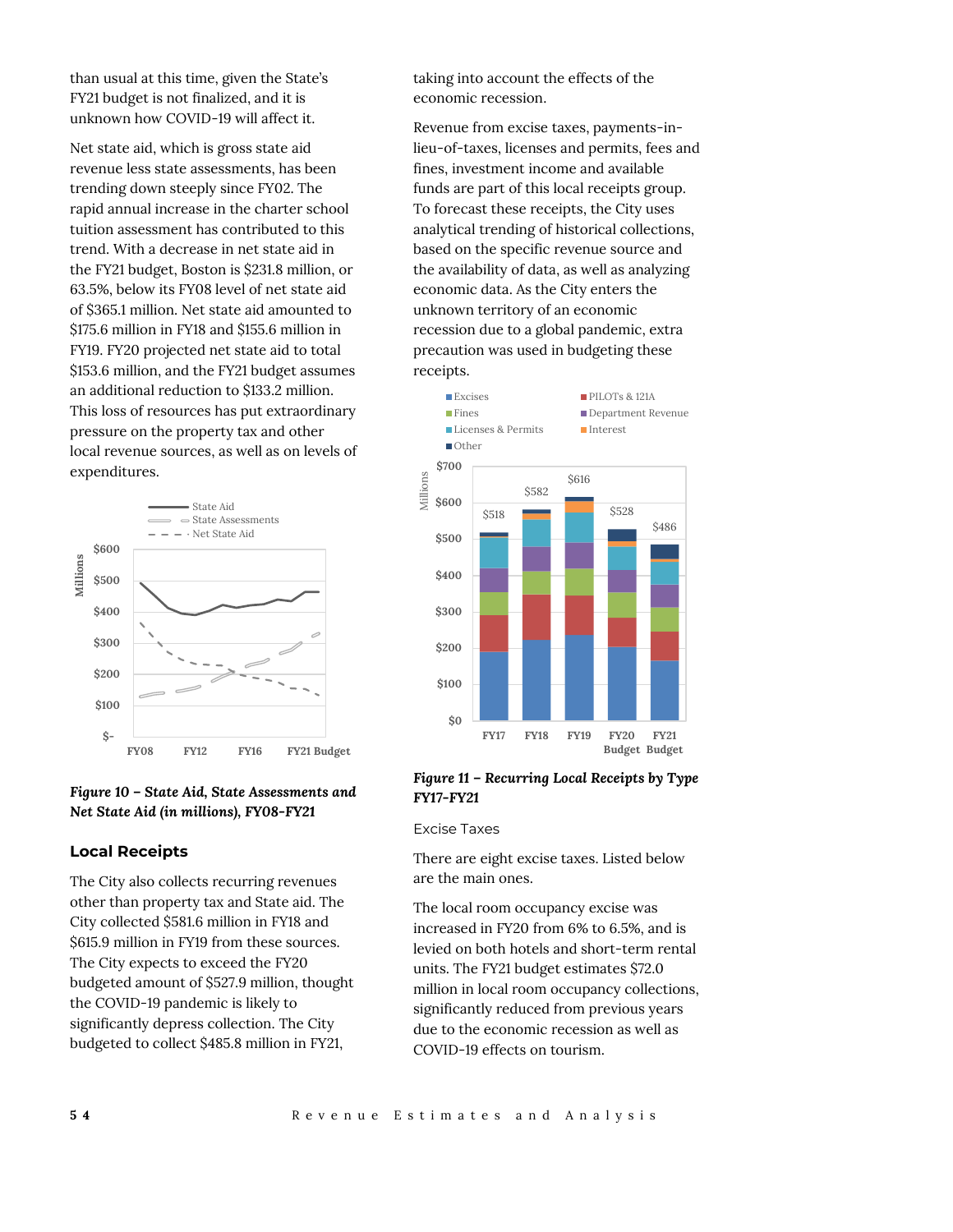than usual at this time, given the State's FY21 budget is not finalized, and it is unknown how COVID-19 will affect it.

Net state aid, which is gross state aid revenue less state assessments, has been trending down steeply since FY02. The rapid annual increase in the charter school tuition assessment has contributed to this trend. With a decrease in net state aid in the FY21 budget, Boston is $231.8 million, or 63.5%, below its FY08 level of net state aid of $365.1 million. Net state aid amounted to $175.6 million in FY18 and $155.6 million in FY19. FY20 projected net state aid to total $153.6 million, and the FY21 budget assumes an additional reduction to $133.2 million. This loss of resources has put extraordinary pressure on the property tax and other local revenue sources, as well as on levels of expenditures.

***Figure 10 – State Aid, State Assessments and Net State Aid (in millions), FY08-FY21***

## Local Receipts

The City also collects recurring revenues other than property tax and State aid. The City collected $581.6 million in FY18 and $615.9 million in FY19 from these sources. The City expects to exceed the FY20 budgeted amount of $527.9 million, thought the COVID-19 pandemic is likely to significantly depress collection. The City budgeted to collect $485.8 million in FY21, taking into account the effects of the economic recession.

Revenue from excise taxes, payments-in-lieu-of-taxes, licenses and permits, fees and fines, investment income and available funds are part of this local receipts group. To forecast these receipts, the City uses analytical trending of historical collections, based on the specific revenue source and the availability of data, as well as analyzing economic data. As the City enters the unknown territory of an economic recession due to a global pandemic, extra precaution was used in budgeting these receipts.

***Figure 11 – Recurring Local Receipts by Type FY17-FY21***

### Excise Taxes

There are eight excise taxes. Listed below are the main ones.

The local room occupancy excise was increased in FY20 from 6% to 6.5%, and is levied on both hotels and short-term rental units. The FY21 budget estimates $72.0 million in local room occupancy collections, significantly reduced from previous years due to the economic recession as well as COVID-19 effects on tourism.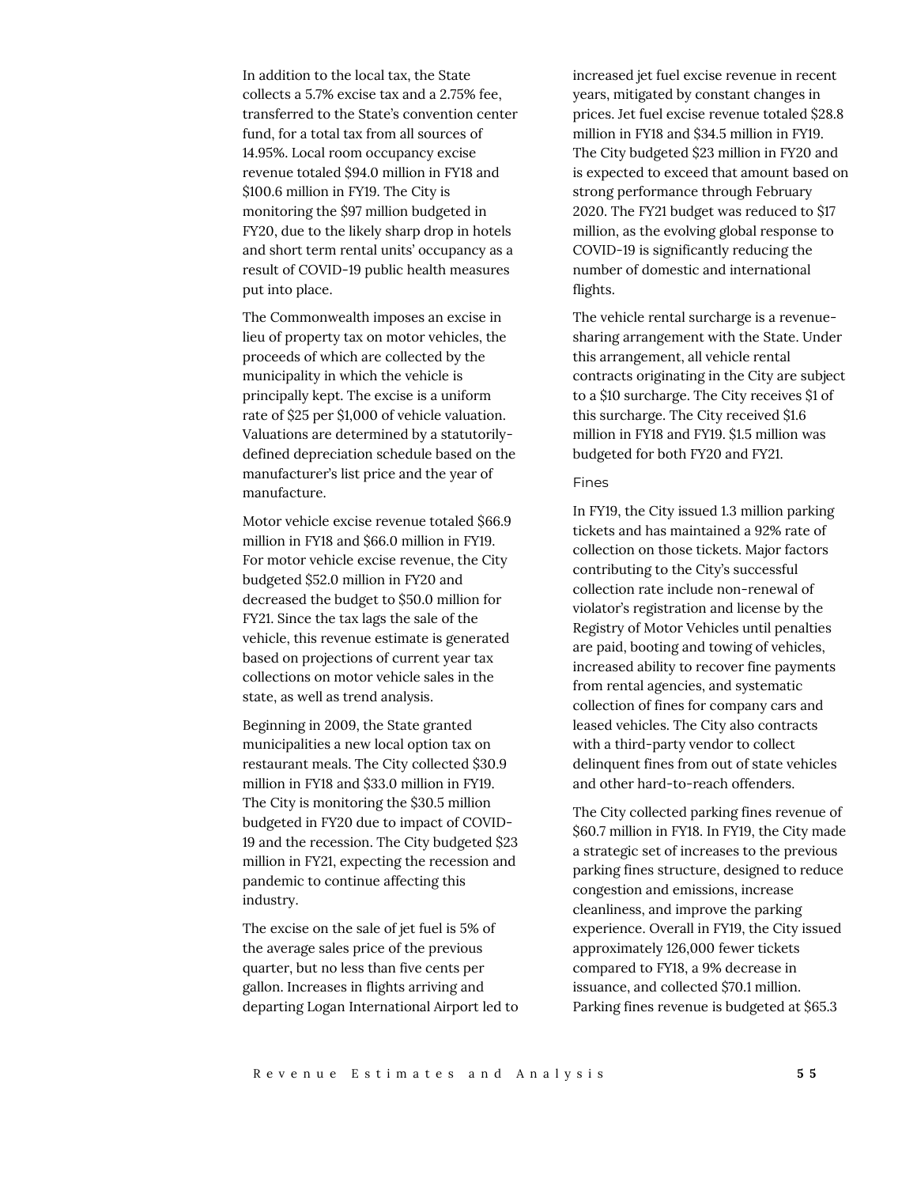In addition to the local tax, the State collects a 5.7% excise tax and a 2.75% fee, transferred to the State's convention center fund, for a total tax from all sources of 14.95%. Local room occupancy excise revenue totaled $94.0 million in FY18 and $100.6 million in FY19. The City is monitoring the $97 million budgeted in FY20, due to the likely sharp drop in hotels and short term rental units' occupancy as a result of COVID-19 public health measures put into place.

The Commonwealth imposes an excise in lieu of property tax on motor vehicles, the proceeds of which are collected by the municipality in which the vehicle is principally kept. The excise is a uniform rate of $25 per $1,000 of vehicle valuation. Valuations are determined by a statutorily-defined depreciation schedule based on the manufacturer's list price and the year of manufacture.

Motor vehicle excise revenue totaled $66.9 million in FY18 and $66.0 million in FY19. For motor vehicle excise revenue, the City budgeted $52.0 million in FY20 and decreased the budget to $50.0 million for FY21. Since the tax lags the sale of the vehicle, this revenue estimate is generated based on projections of current year tax collections on motor vehicle sales in the state, as well as trend analysis.

Beginning in 2009, the State granted municipalities a new local option tax on restaurant meals. The City collected $30.9 million in FY18 and $33.0 million in FY19. The City is monitoring the $30.5 million budgeted in FY20 due to impact of COVID-19 and the recession. The City budgeted $23 million in FY21, expecting the recession and pandemic to continue affecting this industry.

The excise on the sale of jet fuel is 5% of the average sales price of the previous quarter, but no less than five cents per gallon. Increases in flights arriving and departing Logan International Airport led to increased jet fuel excise revenue in recent years, mitigated by constant changes in prices. Jet fuel excise revenue totaled $28.8 million in FY18 and $34.5 million in FY19. The City budgeted $23 million in FY20 and is expected to exceed that amount based on strong performance through February 2020. The FY21 budget was reduced to $17 million, as the evolving global response to COVID-19 is significantly reducing the number of domestic and international flights.

The vehicle rental surcharge is a revenue-sharing arrangement with the State. Under this arrangement, all vehicle rental contracts originating in the City are subject to a $10 surcharge. The City receives $1 of this surcharge. The City received $1.6 million in FY18 and FY19. $1.5 million was budgeted for both FY20 and FY21.

### Fines

In FY19, the City issued 1.3 million parking tickets and has maintained a 92% rate of collection on those tickets. Major factors contributing to the City's successful collection rate include non-renewal of violator's registration and license by the Registry of Motor Vehicles until penalties are paid, booting and towing of vehicles, increased ability to recover fine payments from rental agencies, and systematic collection of fines for company cars and leased vehicles. The City also contracts with a third-party vendor to collect delinquent fines from out of state vehicles and other hard-to-reach offenders.

The City collected parking fines revenue of $60.7 million in FY18. In FY19, the City made a strategic set of increases to the previous parking fines structure, designed to reduce congestion and emissions, increase cleanliness, and improve the parking experience. Overall in FY19, the City issued approximately 126,000 fewer tickets compared to FY18, a 9% decrease in issuance, and collected $70.1 million. Parking fines revenue is budgeted at $65.3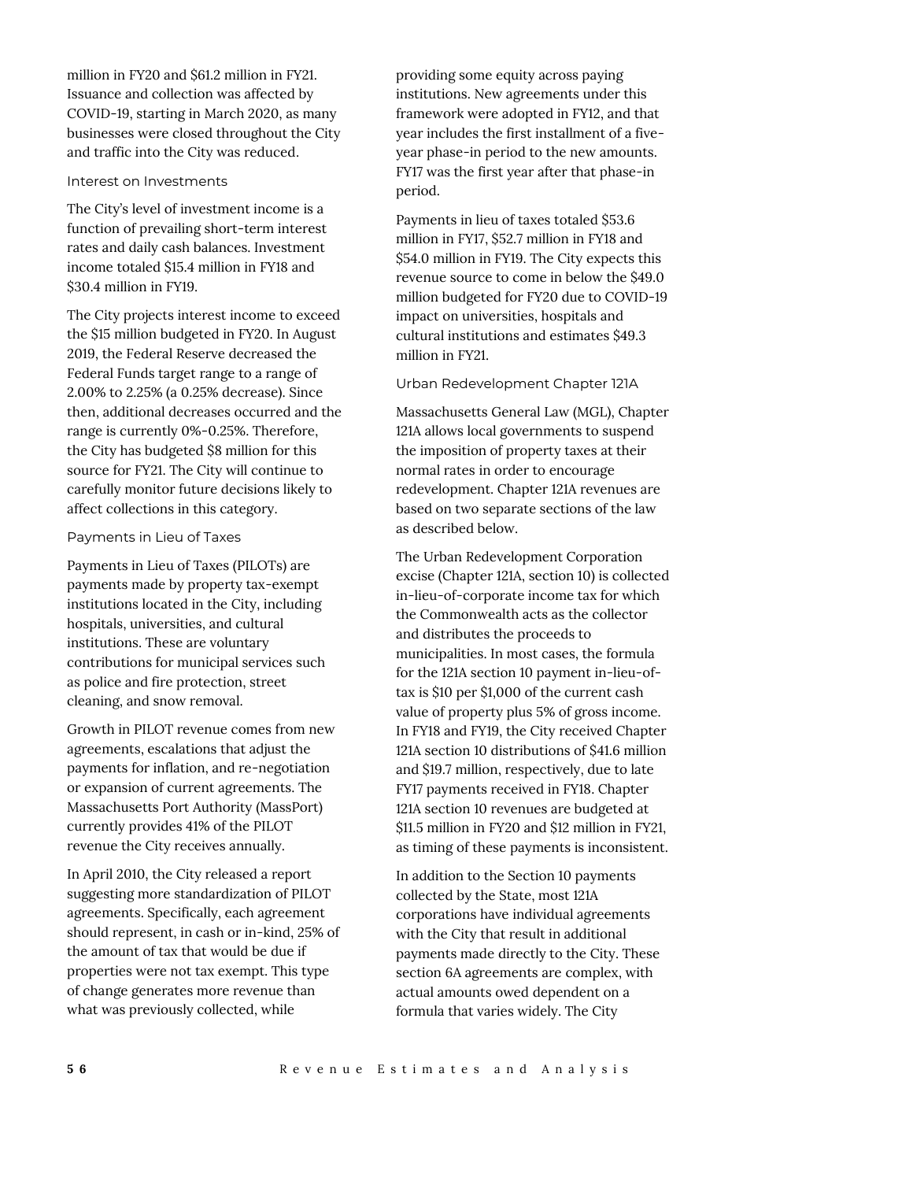million in FY20 and $61.2 million in FY21. Issuance and collection was affected by COVID-19, starting in March 2020, as many businesses were closed throughout the City and traffic into the City was reduced.

### Interest on Investments

The City's level of investment income is a function of prevailing short-term interest rates and daily cash balances. Investment income totaled $15.4 million in FY18 and $30.4 million in FY19.

The City projects interest income to exceed the $15 million budgeted in FY20. In August 2019, the Federal Reserve decreased the Federal Funds target range to a range of 2.00% to 2.25% (a 0.25% decrease). Since then, additional decreases occurred and the range is currently 0%-0.25%. Therefore, the City has budgeted $8 million for this source for FY21. The City will continue to carefully monitor future decisions likely to affect collections in this category.

### Payments in Lieu of Taxes

Payments in Lieu of Taxes (PILOTs) are payments made by property tax-exempt institutions located in the City, including hospitals, universities, and cultural institutions. These are voluntary contributions for municipal services such as police and fire protection, street cleaning, and snow removal.

Growth in PILOT revenue comes from new agreements, escalations that adjust the payments for inflation, and re-negotiation or expansion of current agreements. The Massachusetts Port Authority (MassPort) currently provides 41% of the PILOT revenue the City receives annually.

In April 2010, the City released a report suggesting more standardization of PILOT agreements. Specifically, each agreement should represent, in cash or in-kind, 25% of the amount of tax that would be due if properties were not tax exempt. This type of change generates more revenue than what was previously collected, while providing some equity across paying institutions. New agreements under this framework were adopted in FY12, and that year includes the first installment of a five-year phase-in period to the new amounts. FY17 was the first year after that phase-in period.

Payments in lieu of taxes totaled $53.6 million in FY17, $52.7 million in FY18 and $54.0 million in FY19. The City expects this revenue source to come in below the $49.0 million budgeted for FY20 due to COVID-19 impact on universities, hospitals and cultural institutions and estimates $49.3 million in FY21.

### Urban Redevelopment Chapter 121A

Massachusetts General Law (MGL), Chapter 121A allows local governments to suspend the imposition of property taxes at their normal rates in order to encourage redevelopment. Chapter 121A revenues are based on two separate sections of the law as described below.

The Urban Redevelopment Corporation excise (Chapter 121A, section 10) is collected in-lieu-of-corporate income tax for which the Commonwealth acts as the collector and distributes the proceeds to municipalities. In most cases, the formula for the 121A section 10 payment in-lieu-of-tax is $10 per $1,000 of the current cash value of property plus 5% of gross income. In FY18 and FY19, the City received Chapter 121A section 10 distributions of $41.6 million and $19.7 million, respectively, due to late FY17 payments received in FY18. Chapter 121A section 10 revenues are budgeted at $11.5 million in FY20 and $12 million in FY21, as timing of these payments is inconsistent.

In addition to the Section 10 payments collected by the State, most 121A corporations have individual agreements with the City that result in additional payments made directly to the City. These section 6A agreements are complex, with actual amounts owed dependent on a formula that varies widely. The City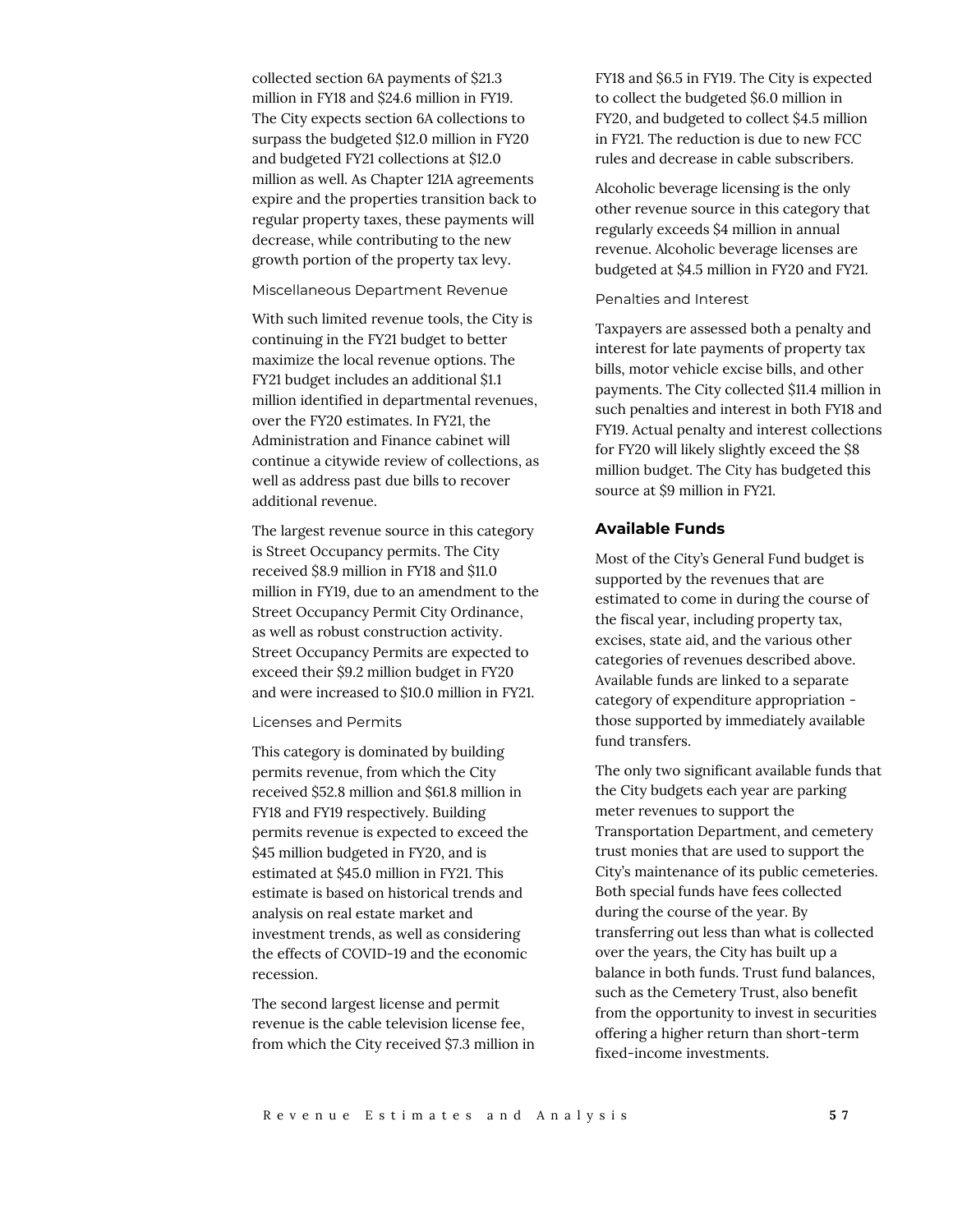collected section 6A payments of $21.3 million in FY18 and $24.6 million in FY19. The City expects section 6A collections to surpass the budgeted $12.0 million in FY20 and budgeted FY21 collections at $12.0 million as well. As Chapter 121A agreements expire and the properties transition back to regular property taxes, these payments will decrease, while contributing to the new growth portion of the property tax levy.

### Miscellaneous Department Revenue

With such limited revenue tools, the City is continuing in the FY21 budget to better maximize the local revenue options. The FY21 budget includes an additional $1.1 million identified in departmental revenues, over the FY20 estimates. In FY21, the Administration and Finance cabinet will continue a citywide review of collections, as well as address past due bills to recover additional revenue.

The largest revenue source in this category is Street Occupancy permits. The City received $8.9 million in FY18 and $11.0 million in FY19, due to an amendment to the Street Occupancy Permit City Ordinance, as well as robust construction activity. Street Occupancy Permits are expected to exceed their $9.2 million budget in FY20 and were increased to $10.0 million in FY21.

### Licenses and Permits

This category is dominated by building permits revenue, from which the City received $52.8 million and $61.8 million in FY18 and FY19 respectively. Building permits revenue is expected to exceed the $45 million budgeted in FY20, and is estimated at $45.0 million in FY21. This estimate is based on historical trends and analysis on real estate market and investment trends, as well as considering the effects of COVID-19 and the economic recession.

The second largest license and permit revenue is the cable television license fee, from which the City received $7.3 million in FY18 and $6.5 in FY19. The City is expected to collect the budgeted $6.0 million in FY20, and budgeted to collect $4.5 million in FY21. The reduction is due to new FCC rules and decrease in cable subscribers.

Alcoholic beverage licensing is the only other revenue source in this category that regularly exceeds $4 million in annual revenue. Alcoholic beverage licenses are budgeted at $4.5 million in FY20 and FY21.

### Penalties and Interest

Taxpayers are assessed both a penalty and interest for late payments of property tax bills, motor vehicle excise bills, and other payments. The City collected $11.4 million in such penalties and interest in both FY18 and FY19. Actual penalty and interest collections for FY20 will likely slightly exceed the $8 million budget. The City has budgeted this source at $9 million in FY21.

## Available Funds

Most of the City's General Fund budget is supported by the revenues that are estimated to come in during the course of the fiscal year, including property tax, excises, state aid, and the various other categories of revenues described above. Available funds are linked to a separate category of expenditure appropriation - those supported by immediately available fund transfers.

The only two significant available funds that the City budgets each year are parking meter revenues to support the Transportation Department, and cemetery trust monies that are used to support the City's maintenance of its public cemeteries. Both special funds have fees collected during the course of the year. By transferring out less than what is collected over the years, the City has built up a balance in both funds. Trust fund balances, such as the Cemetery Trust, also benefit from the opportunity to invest in securities offering a higher return than short-term fixed-income investments.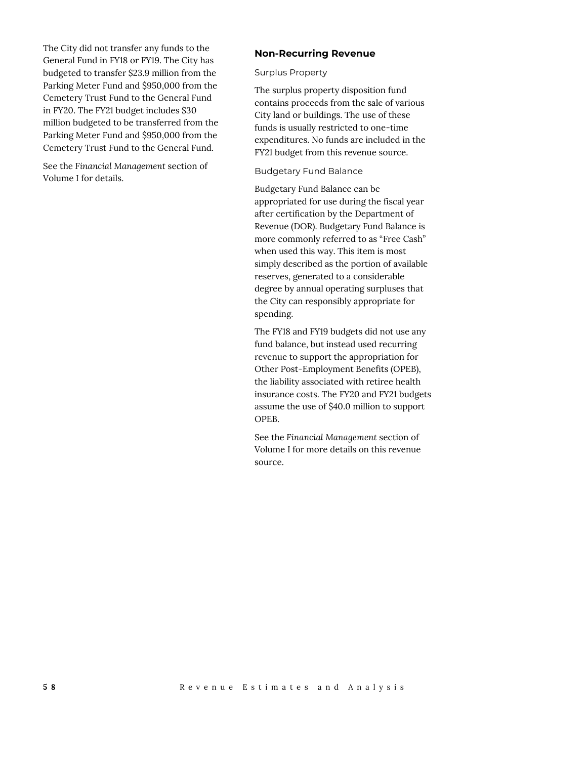The City did not transfer any funds to the General Fund in FY18 or FY19. The City has budgeted to transfer $23.9 million from the Parking Meter Fund and $950,000 from the Cemetery Trust Fund to the General Fund in FY20. The FY21 budget includes $30 million budgeted to be transferred from the Parking Meter Fund and $950,000 from the Cemetery Trust Fund to the General Fund.

See the *Financial Management* section of Volume I for details.

## Non-Recurring Revenue

### Surplus Property

The surplus property disposition fund contains proceeds from the sale of various City land or buildings. The use of these funds is usually restricted to one-time expenditures. No funds are included in the FY21 budget from this revenue source.

### Budgetary Fund Balance

Budgetary Fund Balance can be appropriated for use during the fiscal year after certification by the Department of Revenue (DOR). Budgetary Fund Balance is more commonly referred to as “Free Cash” when used this way. This item is most simply described as the portion of available reserves, generated to a considerable degree by annual operating surpluses that the City can responsibly appropriate for spending.

The FY18 and FY19 budgets did not use any fund balance, but instead used recurring revenue to support the appropriation for Other Post-Employment Benefits (OPEB), the liability associated with retiree health insurance costs. The FY20 and FY21 budgets assume the use of $40.0 million to support OPEB.

See the *Financial Management* section of Volume I for more details on this revenue source.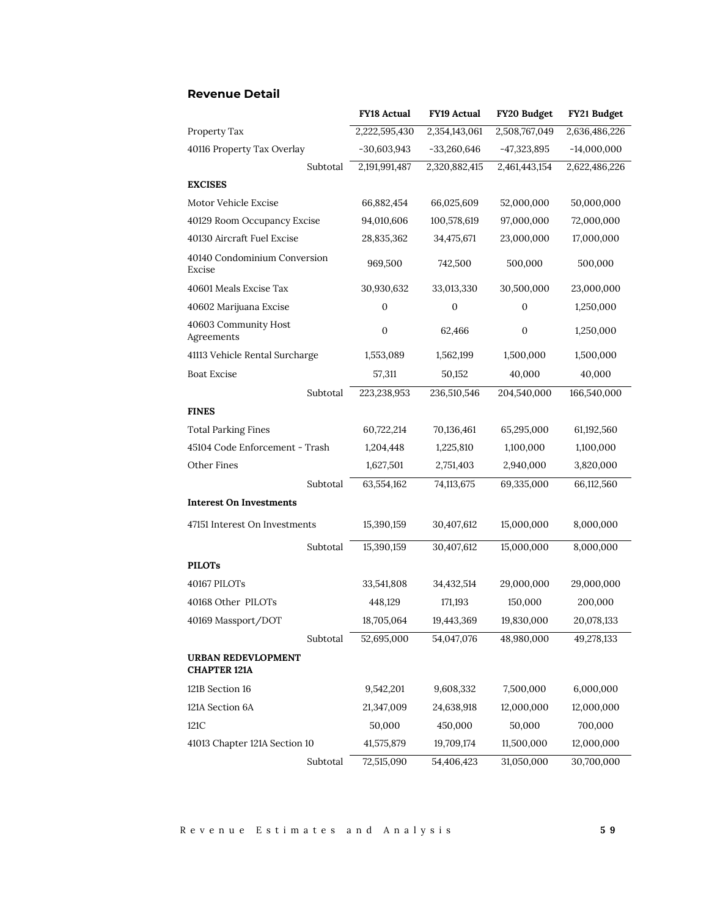## Revenue Detail

| | FY18 Actual | FY19 Actual | FY20 Budget | FY21 Budget |
|---|---|---|---|---|
| Property Tax | 2,222,595,430 | 2,354,143,061 | 2,508,767,049 | 2,636,486,226 |
| 40116 Property Tax Overlay | -30,603,943 | -33,260,646 | -47,323,895 | -14,000,000 |
| Subtotal | 2,191,991,487 | 2,320,882,415 | 2,461,443,154 | 2,622,486,226 |
| **EXCISES** | | | | |
| Motor Vehicle Excise | 66,882,454 | 66,025,609 | 52,000,000 | 50,000,000 |
| 40129 Room Occupancy Excise | 94,010,606 | 100,578,619 | 97,000,000 | 72,000,000 |
| 40130 Aircraft Fuel Excise | 28,835,362 | 34,475,671 | 23,000,000 | 17,000,000 |
| 40140 Condominium Conversion Excise | 969,500 | 742,500 | 500,000 | 500,000 |
| 40601 Meals Excise Tax | 30,930,632 | 33,013,330 | 30,500,000 | 23,000,000 |
| 40602 Marijuana Excise | 0 | 0 | 0 | 1,250,000 |
| 40603 Community Host Agreements | 0 | 62,466 | 0 | 1,250,000 |
| 41113 Vehicle Rental Surcharge | 1,553,089 | 1,562,199 | 1,500,000 | 1,500,000 |
| Boat Excise | 57,311 | 50,152 | 40,000 | 40,000 |
| Subtotal | 223,238,953 | 236,510,546 | 204,540,000 | 166,540,000 |
| **FINES** | | | | |
| Total Parking Fines | 60,722,214 | 70,136,461 | 65,295,000 | 61,192,560 |
| 45104 Code Enforcement - Trash | 1,204,448 | 1,225,810 | 1,100,000 | 1,100,000 |
| Other Fines | 1,627,501 | 2,751,403 | 2,940,000 | 3,820,000 |
| Subtotal | 63,554,162 | 74,113,675 | 69,335,000 | 66,112,560 |
| **Interest On Investments** | | | | |
| 47151 Interest On Investments | 15,390,159 | 30,407,612 | 15,000,000 | 8,000,000 |
| Subtotal | 15,390,159 | 30,407,612 | 15,000,000 | 8,000,000 |
| **PILOTs** | | | | |
| 40167 PILOTs | 33,541,808 | 34,432,514 | 29,000,000 | 29,000,000 |
| 40168 Other PILOTs | 448,129 | 171,193 | 150,000 | 200,000 |
| 40169 Massport/DOT | 18,705,064 | 19,443,369 | 19,830,000 | 20,078,133 |
| Subtotal | 52,695,000 | 54,047,076 | 48,980,000 | 49,278,133 |
| **URBAN REDEVLOPMENT CHAPTER 121A** | | | | |
| 121B Section 16 | 9,542,201 | 9,608,332 | 7,500,000 | 6,000,000 |
| 121A Section 6A | 21,347,009 | 24,638,918 | 12,000,000 | 12,000,000 |
| 121C | 50,000 | 450,000 | 50,000 | 700,000 |
| 41013 Chapter 121A Section 10 | 41,575,879 | 19,709,174 | 11,500,000 | 12,000,000 |
| Subtotal | 72,515,090 | 54,406,423 | 31,050,000 | 30,700,000 |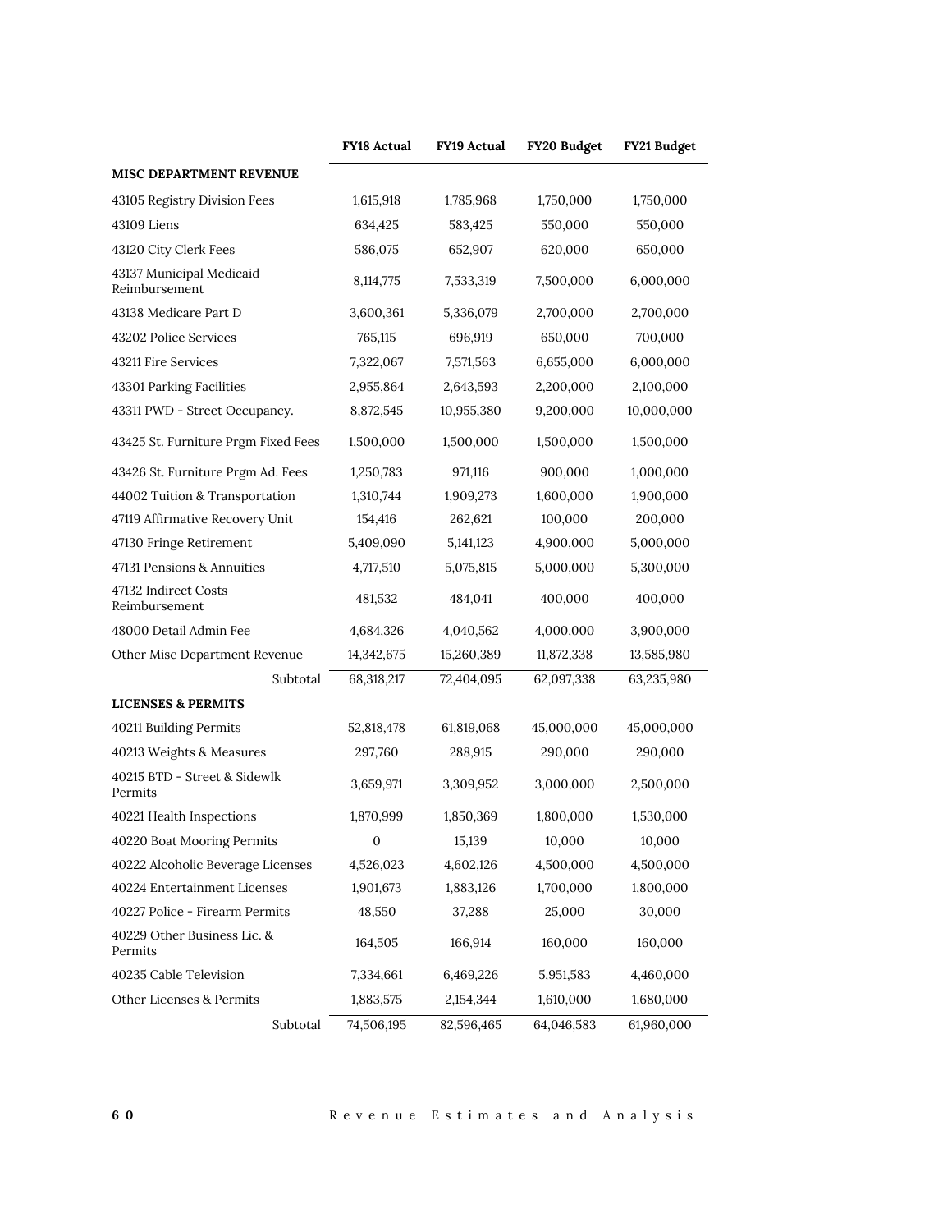| | FY18 Actual | FY19 Actual | FY20 Budget | FY21 Budget |
|---|---|---|---|---|
| **MISC DEPARTMENT REVENUE** | | | | |
| 43105 Registry Division Fees | 1,615,918 | 1,785,968 | 1,750,000 | 1,750,000 |
| 43109 Liens | 634,425 | 583,425 | 550,000 | 550,000 |
| 43120 City Clerk Fees | 586,075 | 652,907 | 620,000 | 650,000 |
| 43137 Municipal Medicaid Reimbursement | 8,114,775 | 7,533,319 | 7,500,000 | 6,000,000 |
| 43138 Medicare Part D | 3,600,361 | 5,336,079 | 2,700,000 | 2,700,000 |
| 43202 Police Services | 765,115 | 696,919 | 650,000 | 700,000 |
| 43211 Fire Services | 7,322,067 | 7,571,563 | 6,655,000 | 6,000,000 |
| 43301 Parking Facilities | 2,955,864 | 2,643,593 | 2,200,000 | 2,100,000 |
| 43311 PWD - Street Occupancy. | 8,872,545 | 10,955,380 | 9,200,000 | 10,000,000 |
| 43425 St. Furniture Prgm Fixed Fees | 1,500,000 | 1,500,000 | 1,500,000 | 1,500,000 |
| 43426 St. Furniture Prgm Ad. Fees | 1,250,783 | 971,116 | 900,000 | 1,000,000 |
| 44002 Tuition & Transportation | 1,310,744 | 1,909,273 | 1,600,000 | 1,900,000 |
| 47119 Affirmative Recovery Unit | 154,416 | 262,621 | 100,000 | 200,000 |
| 47130 Fringe Retirement | 5,409,090 | 5,141,123 | 4,900,000 | 5,000,000 |
| 47131 Pensions & Annuities | 4,717,510 | 5,075,815 | 5,000,000 | 5,300,000 |
| 47132 Indirect Costs Reimbursement | 481,532 | 484,041 | 400,000 | 400,000 |
| 48000 Detail Admin Fee | 4,684,326 | 4,040,562 | 4,000,000 | 3,900,000 |
| Other Misc Department Revenue | 14,342,675 | 15,260,389 | 11,872,338 | 13,585,980 |
| Subtotal | 68,318,217 | 72,404,095 | 62,097,338 | 63,235,980 |
| **LICENSES & PERMITS** | | | | |
| 40211 Building Permits | 52,818,478 | 61,819,068 | 45,000,000 | 45,000,000 |
| 40213 Weights & Measures | 297,760 | 288,915 | 290,000 | 290,000 |
| 40215 BTD - Street & Sidewlk Permits | 3,659,971 | 3,309,952 | 3,000,000 | 2,500,000 |
| 40221 Health Inspections | 1,870,999 | 1,850,369 | 1,800,000 | 1,530,000 |
| 40220 Boat Mooring Permits | 0 | 15,139 | 10,000 | 10,000 |
| 40222 Alcoholic Beverage Licenses | 4,526,023 | 4,602,126 | 4,500,000 | 4,500,000 |
| 40224 Entertainment Licenses | 1,901,673 | 1,883,126 | 1,700,000 | 1,800,000 |
| 40227 Police - Firearm Permits | 48,550 | 37,288 | 25,000 | 30,000 |
| 40229 Other Business Lic. & Permits | 164,505 | 166,914 | 160,000 | 160,000 |
| 40235 Cable Television | 7,334,661 | 6,469,226 | 5,951,583 | 4,460,000 |
| Other Licenses & Permits | 1,883,575 | 2,154,344 | 1,610,000 | 1,680,000 |
| Subtotal | 74,506,195 | 82,596,465 | 64,046,583 | 61,960,000 |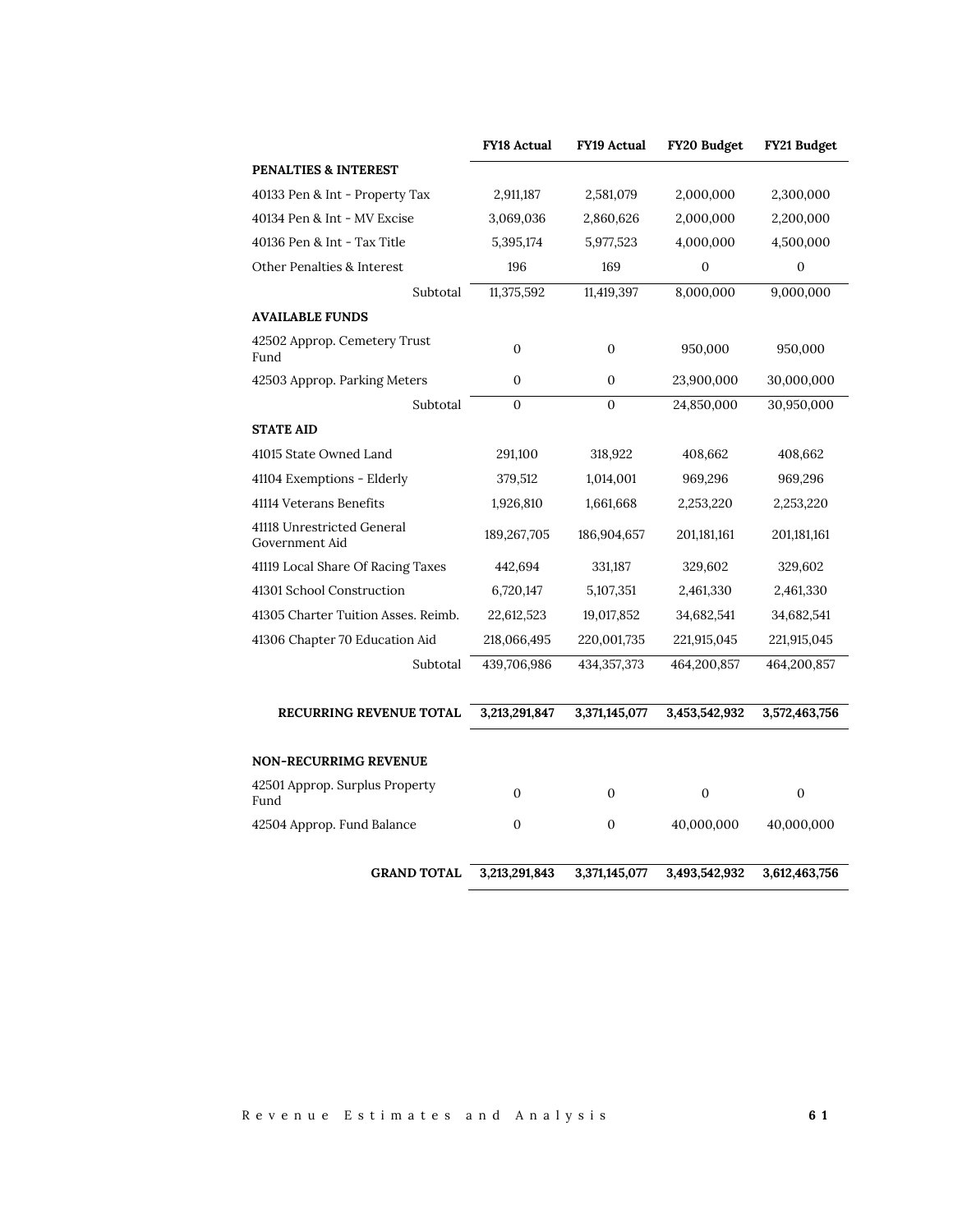| | FY18 Actual | FY19 Actual | FY20 Budget | FY21 Budget |
|---|---|---|---|---|
| **PENALTIES & INTEREST** | | | | |
| 40133 Pen & Int - Property Tax | 2,911,187 | 2,581,079 | 2,000,000 | 2,300,000 |
| 40134 Pen & Int - MV Excise | 3,069,036 | 2,860,626 | 2,000,000 | 2,200,000 |
| 40136 Pen & Int - Tax Title | 5,395,174 | 5,977,523 | 4,000,000 | 4,500,000 |
| Other Penalties & Interest | 196 | 169 | 0 | 0 |
| Subtotal | 11,375,592 | 11,419,397 | 8,000,000 | 9,000,000 |
| **AVAILABLE FUNDS** | | | | |
| 42502 Approp. Cemetery Trust Fund | 0 | 0 | 950,000 | 950,000 |
| 42503 Approp. Parking Meters | 0 | 0 | 23,900,000 | 30,000,000 |
| Subtotal | 0 | 0 | 24,850,000 | 30,950,000 |
| **STATE AID** | | | | |
| 41015 State Owned Land | 291,100 | 318,922 | 408,662 | 408,662 |
| 41104 Exemptions - Elderly | 379,512 | 1,014,001 | 969,296 | 969,296 |
| 41114 Veterans Benefits | 1,926,810 | 1,661,668 | 2,253,220 | 2,253,220 |
| 41118 Unrestricted General Government Aid | 189,267,705 | 186,904,657 | 201,181,161 | 201,181,161 |
| 41119 Local Share Of Racing Taxes | 442,694 | 331,187 | 329,602 | 329,602 |
| 41301 School Construction | 6,720,147 | 5,107,351 | 2,461,330 | 2,461,330 |
| 41305 Charter Tuition Asses. Reimb. | 22,612,523 | 19,017,852 | 34,682,541 | 34,682,541 |
| 41306 Chapter 70 Education Aid | 218,066,495 | 220,001,735 | 221,915,045 | 221,915,045 |
| Subtotal | 439,706,986 | 434,357,373 | 464,200,857 | 464,200,857 |
| **RECURRING REVENUE TOTAL** | **3,213,291,847** | **3,371,145,077** | **3,453,542,932** | **3,572,463,756** |
| **NON-RECURRIMG REVENUE** | | | | |
| 42501 Approp. Surplus Property Fund | 0 | 0 | 0 | 0 |
| 42504 Approp. Fund Balance | 0 | 0 | 40,000,000 | 40,000,000 |
| **GRAND TOTAL** | **3,213,291,843** | **3,371,145,077** | **3,493,542,932** | **3,612,463,756** |